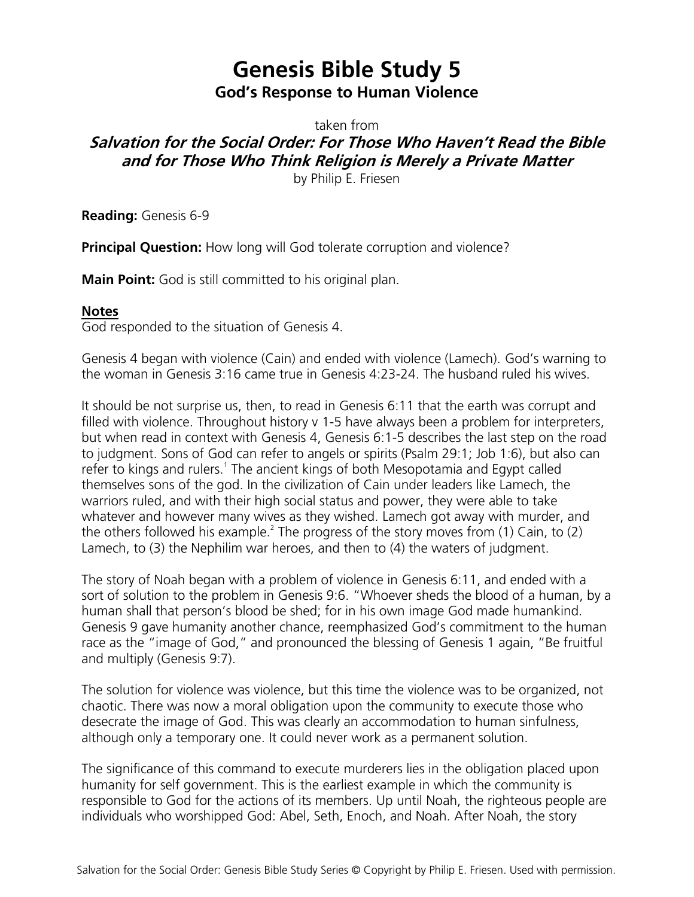# Genesis Bible Study 5

## God's Response to Human Violence

taken from

***Salvation for the Social Order: For Those Who Haven't Read the Bible and for Those Who Think Religion is Merely a Private Matter***

by Philip E. Friesen

**Reading:** Genesis 6-9

**Principal Question:** How long will God tolerate corruption and violence?

**Main Point:** God is still committed to his original plan.

### Notes

God responded to the situation of Genesis 4.

Genesis 4 began with violence (Cain) and ended with violence (Lamech). God's warning to the woman in Genesis 3:16 came true in Genesis 4:23-24. The husband ruled his wives.

It should be not surprise us, then, to read in Genesis 6:11 that the earth was corrupt and filled with violence. Throughout history v 1-5 have always been a problem for interpreters, but when read in context with Genesis 4, Genesis 6:1-5 describes the last step on the road to judgment. Sons of God can refer to angels or spirits (Psalm 29:1; Job 1:6), but also can refer to kings and rulers.[1] The ancient kings of both Mesopotamia and Egypt called themselves sons of the god. In the civilization of Cain under leaders like Lamech, the warriors ruled, and with their high social status and power, they were able to take whatever and however many wives as they wished. Lamech got away with murder, and the others followed his example.[2] The progress of the story moves from (1) Cain, to (2) Lamech, to (3) the Nephilim war heroes, and then to (4) the waters of judgment.

The story of Noah began with a problem of violence in Genesis 6:11, and ended with a sort of solution to the problem in Genesis 9:6. "Whoever sheds the blood of a human, by a human shall that person's blood be shed; for in his own image God made humankind. Genesis 9 gave humanity another chance, reemphasized God's commitment to the human race as the "image of God," and pronounced the blessing of Genesis 1 again, "Be fruitful and multiply (Genesis 9:7).

The solution for violence was violence, but this time the violence was to be organized, not chaotic. There was now a moral obligation upon the community to execute those who desecrate the image of God. This was clearly an accommodation to human sinfulness, although only a temporary one. It could never work as a permanent solution.

The significance of this command to execute murderers lies in the obligation placed upon humanity for self government. This is the earliest example in which the community is responsible to God for the actions of its members. Up until Noah, the righteous people are individuals who worshipped God: Abel, Seth, Enoch, and Noah. After Noah, the story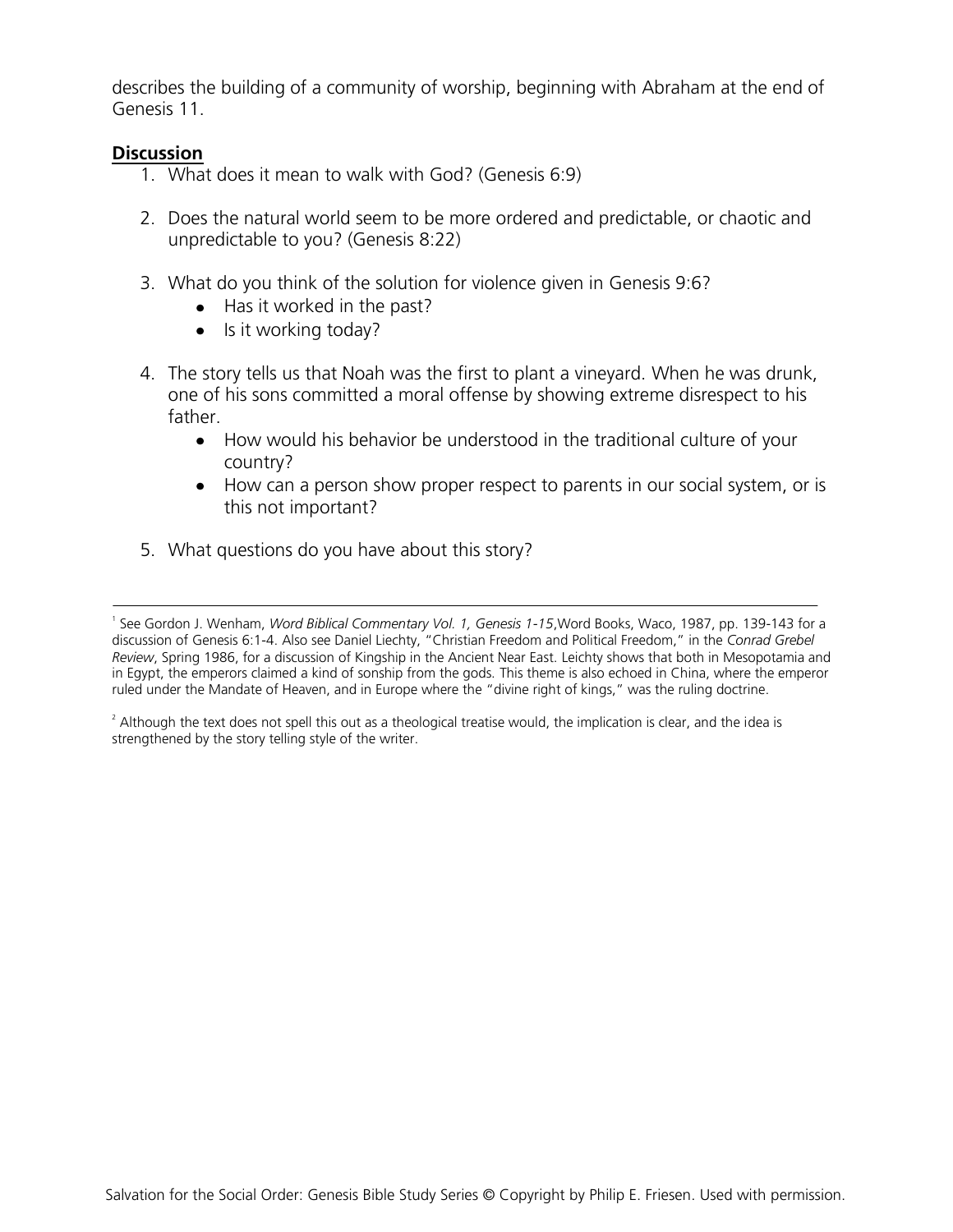describes the building of a community of worship, beginning with Abraham at the end of Genesis 11.

**Discussion**

1. What does it mean to walk with God? (Genesis 6:9)

2. Does the natural world seem to be more ordered and predictable, or chaotic and unpredictable to you? (Genesis 8:22)

3. What do you think of the solution for violence given in Genesis 9:6?
   - Has it worked in the past?
   - Is it working today?

4. The story tells us that Noah was the first to plant a vineyard. When he was drunk, one of his sons committed a moral offense by showing extreme disrespect to his father.
   - How would his behavior be understood in the traditional culture of your country?
   - How can a person show proper respect to parents in our social system, or is this not important?

5. What questions do you have about this story?

---

[1] See Gordon J. Wenham, *Word Biblical Commentary Vol. 1, Genesis 1-15*, Word Books, Waco, 1987, pp. 139-143 for a discussion of Genesis 6:1-4. Also see Daniel Liechty, "Christian Freedom and Political Freedom," in the *Conrad Grebel Review*, Spring 1986, for a discussion of Kingship in the Ancient Near East. Leichty shows that both in Mesopotamia and in Egypt, the emperors claimed a kind of sonship from the gods. This theme is also echoed in China, where the emperor ruled under the Mandate of Heaven, and in Europe where the "divine right of kings," was the ruling doctrine.

[2] Although the text does not spell this out as a theological treatise would, the implication is clear, and the idea is strengthened by the story telling style of the writer.

Salvation for the Social Order: Genesis Bible Study Series © Copyright by Philip E. Friesen. Used with permission.